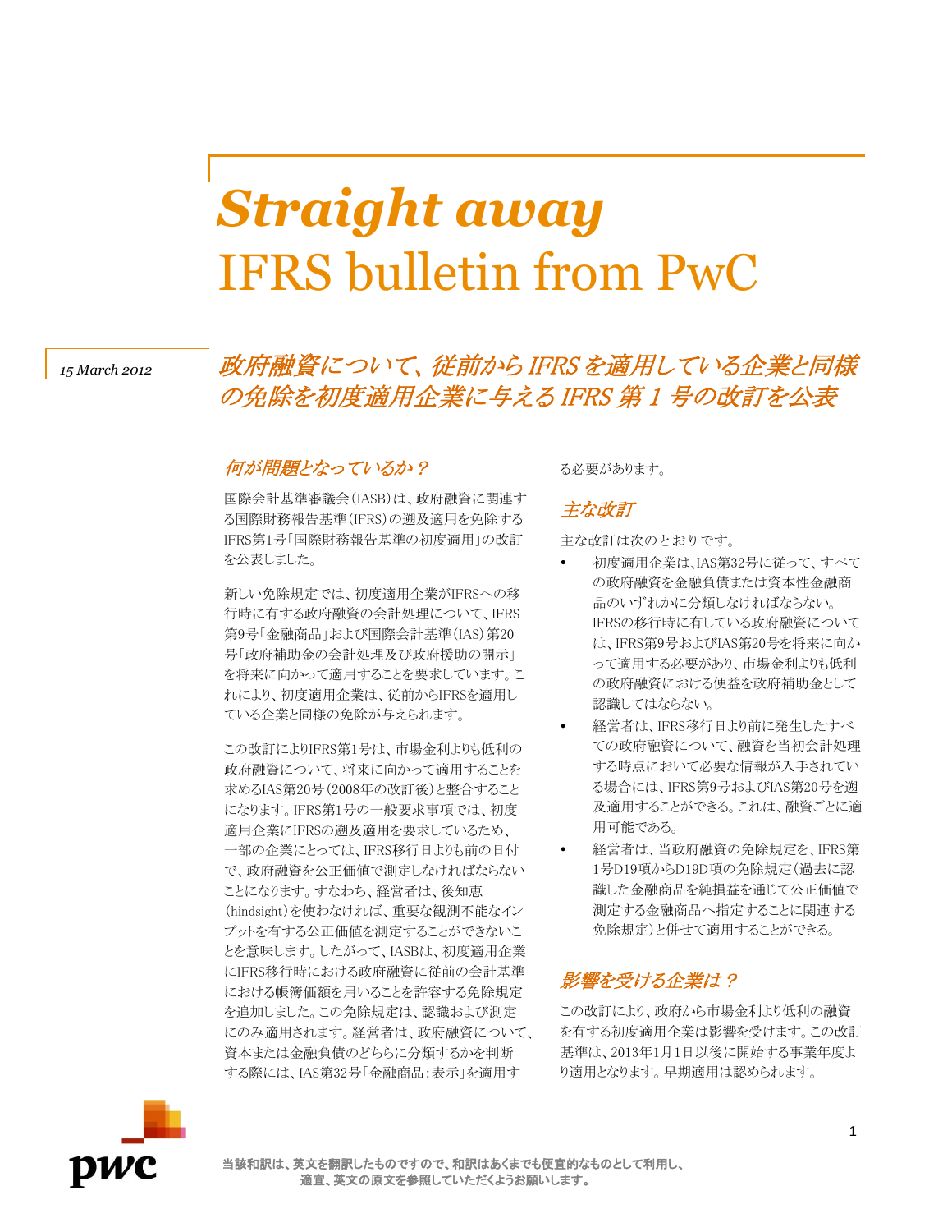# *Straight away*
# IFRS bulletin from PwC

*15 March 2012*

## *政府融資について、従前からIFRSを適用している企業と同様の免除を初度適用企業に与えるIFRS第1号の改訂を公表*

### *何が問題となっているか？*

国際会計基準審議会（IASB）は、政府融資に関連する国際財務報告基準（IFRS）の遡及適用を免除するIFRS第1号「国際財務報告基準の初度適用」の改訂を公表しました。

新しい免除規定では、初度適用企業がIFRSへの移行時に有する政府融資の会計処理について、IFRS第9号「金融商品」および国際会計基準（IAS）第20号「政府補助金の会計処理及び政府援助の開示」を将来に向かって適用することを要求しています。これにより、初度適用企業は、従前からIFRSを適用している企業と同様の免除が与えられます。

この改訂によりIFRS第1号は、市場金利よりも低利の政府融資について、将来に向かって適用することを求めるIAS第20号（2008年の改訂後）と整合することになります。IFRS第1号の一般要求事項では、初度適用企業にIFRSの遡及適用を要求しているため、一部の企業にとっては、IFRS移行日よりも前の日付で、政府融資を公正価値で測定しなければならないことになります。すなわち、経営者は、後知恵（hindsight）を使わなければ、重要な観測不能なインプットを有する公正価値を測定することができないことを意味します。したがって、IASBは、初度適用企業にIFRS移行時における政府融資に従前の会計基準における帳簿価額を用いることを許容する免除規定を追加しました。この免除規定は、認識および測定にのみ適用されます。経営者は、政府融資について、資本または金融負債のどちらに分類するかを判断する際には、IAS第32号「金融商品：表示」を適用する必要があります。

### *主な改訂*

主な改訂は次のとおりです。

- 初度適用企業は、IAS第32号に従って、すべての政府融資を金融負債または資本性金融商品のいずれかに分類しなければならない。IFRSの移行時に有している政府融資については、IFRS第9号およびIAS第20号を将来に向かって適用する必要があり、市場金利よりも低利の政府融資における便益を政府補助金として認識してはならない。
- 経営者は、IFRS移行日より前に発生したすべての政府融資について、融資を当初会計処理する時点において必要な情報が入手されている場合には、IFRS第9号およびIAS第20号を遡及適用することができる。これは、融資ごとに適用可能である。
- 経営者は、当政府融資の免除規定を、IFRS第1号D19項からD19D項の免除規定（過去に認識した金融商品を純損益を通じて公正価値で測定する金融商品へ指定することに関連する免除規定）と併せて適用することができる。

### *影響を受ける企業は？*

この改訂により、政府から市場金利より低利の融資を有する初度適用企業は影響を受けます。この改訂基準は、2013年1月1日以後に開始する事業年度より適用となります。早期適用は認められます。

**当該和訳は、英文を翻訳したものですので、和訳はあくまでも便宜的なものとして利用し、適宜、英文の原文を参照していただくようお願いします。**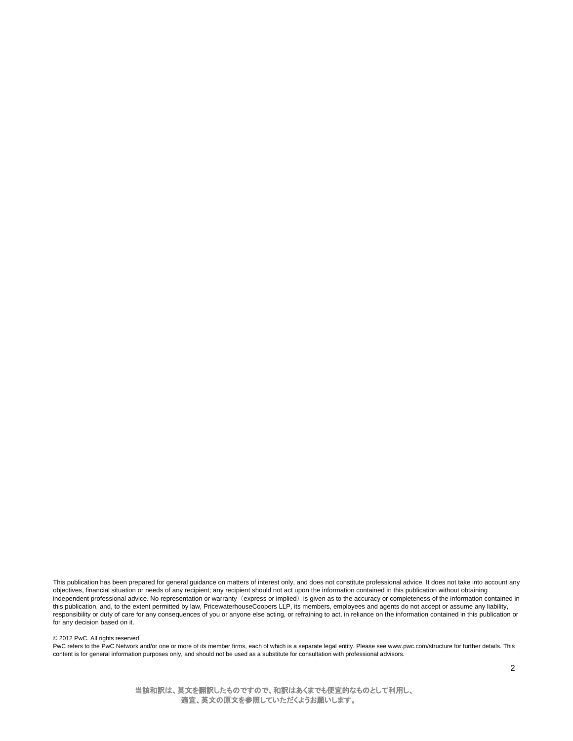This publication has been prepared for general guidance on matters of interest only, and does not constitute professional advice. It does not take into account any objectives, financial situation or needs of any recipient; any recipient should not act upon the information contained in this publication without obtaining independent professional advice. No representation or warranty（express or implied）is given as to the accuracy or completeness of the information contained in this publication, and, to the extent permitted by law, PricewaterhouseCoopers LLP, its members, employees and agents do not accept or assume any liability, responsibility or duty of care for any consequences of you or anyone else acting, or refraining to act, in reliance on the information contained in this publication or for any decision based on it.

© 2012 PwC. All rights reserved.
PwC refers to the PwC Network and/or one or more of its member firms, each of which is a separate legal entity. Please see www.pwc.com/structure for further details. This content is for general information purposes only, and should not be used as a substitute for consultation with professional advisors.

当該和訳は、英文を翻訳したものですので、和訳はあくまでも便宜的なものとして利用し、
適宜、英文の原文を参照していただくようお願いします。